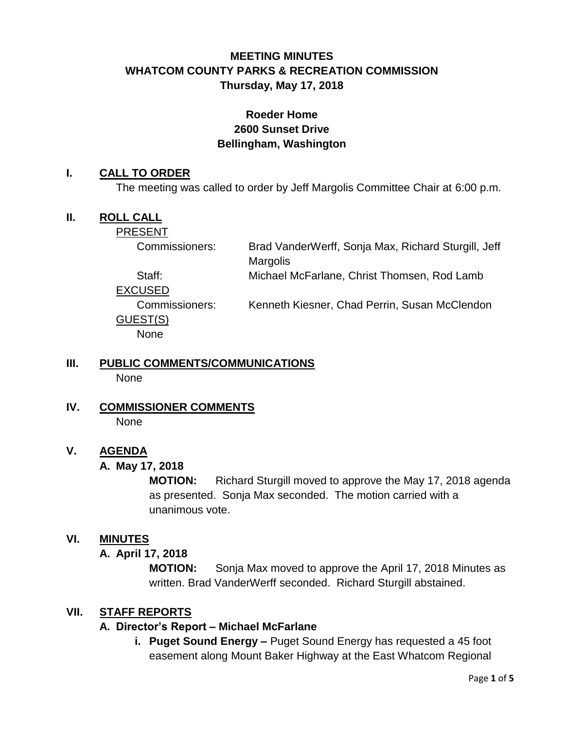# MEETING MINUTES
# WHATCOM COUNTY PARKS & RECREATION COMMISSION
## Thursday, May 17, 2018

**Roeder Home**
**2600 Sunset Drive**
**Bellingham, Washington**

## I. CALL TO ORDER

The meeting was called to order by Jeff Margolis Committee Chair at 6:00 p.m.

## II. ROLL CALL

PRESENT

| | |
|---|---|
| Commissioners: | Brad VanderWerff, Sonja Max, Richard Sturgill, Jeff Margolis |
| Staff: | Michael McFarlane, Christ Thomsen, Rod Lamb |

EXCUSED

| | |
|---|---|
| Commissioners: | Kenneth Kiesner, Chad Perrin, Susan McClendon |

GUEST(S)

None

## III. PUBLIC COMMENTS/COMMUNICATIONS

None

## IV. COMMISSIONER COMMENTS

None

## V. AGENDA

### A. May 17, 2018

**MOTION:** Richard Sturgill moved to approve the May 17, 2018 agenda as presented. Sonja Max seconded. The motion carried with a unanimous vote.

## VI. MINUTES

### A. April 17, 2018

**MOTION:** Sonja Max moved to approve the April 17, 2018 Minutes as written. Brad VanderWerff seconded. Richard Sturgill abstained.

## VII. STAFF REPORTS

### A. Director's Report – Michael McFarlane

i. **Puget Sound Energy –** Puget Sound Energy has requested a 45 foot easement along Mount Baker Highway at the East Whatcom Regional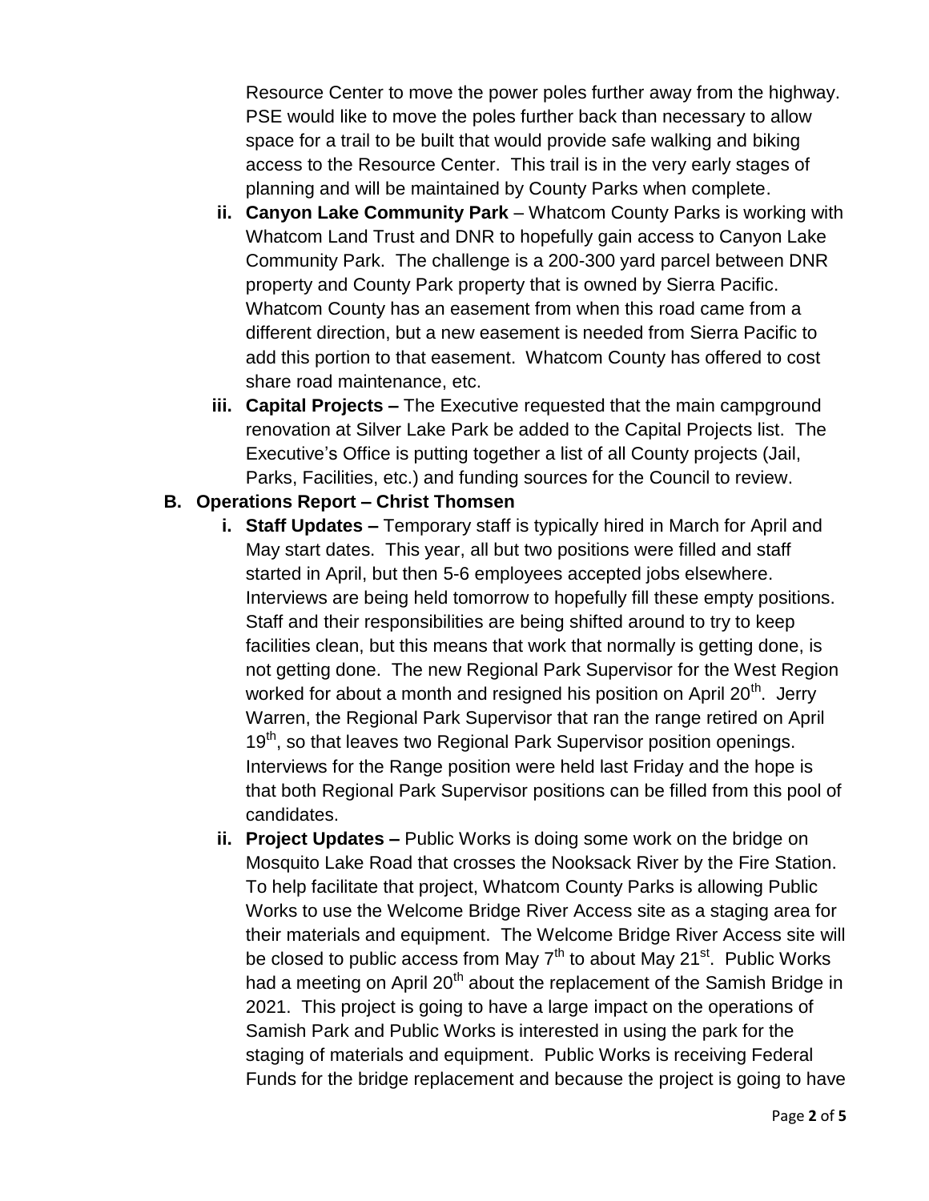Resource Center to move the power poles further away from the highway. PSE would like to move the poles further back than necessary to allow space for a trail to be built that would provide safe walking and biking access to the Resource Center. This trail is in the very early stages of planning and will be maintained by County Parks when complete.

ii. **Canyon Lake Community Park** – Whatcom County Parks is working with Whatcom Land Trust and DNR to hopefully gain access to Canyon Lake Community Park. The challenge is a 200-300 yard parcel between DNR property and County Park property that is owned by Sierra Pacific. Whatcom County has an easement from when this road came from a different direction, but a new easement is needed from Sierra Pacific to add this portion to that easement. Whatcom County has offered to cost share road maintenance, etc.

iii. **Capital Projects –** The Executive requested that the main campground renovation at Silver Lake Park be added to the Capital Projects list. The Executive's Office is putting together a list of all County projects (Jail, Parks, Facilities, etc.) and funding sources for the Council to review.

**B. Operations Report – Christ Thomsen**

i. **Staff Updates –** Temporary staff is typically hired in March for April and May start dates. This year, all but two positions were filled and staff started in April, but then 5-6 employees accepted jobs elsewhere. Interviews are being held tomorrow to hopefully fill these empty positions. Staff and their responsibilities are being shifted around to try to keep facilities clean, but this means that work that normally is getting done, is not getting done. The new Regional Park Supervisor for the West Region worked for about a month and resigned his position on April 20th. Jerry Warren, the Regional Park Supervisor that ran the range retired on April 19th, so that leaves two Regional Park Supervisor position openings. Interviews for the Range position were held last Friday and the hope is that both Regional Park Supervisor positions can be filled from this pool of candidates.

ii. **Project Updates –** Public Works is doing some work on the bridge on Mosquito Lake Road that crosses the Nooksack River by the Fire Station. To help facilitate that project, Whatcom County Parks is allowing Public Works to use the Welcome Bridge River Access site as a staging area for their materials and equipment. The Welcome Bridge River Access site will be closed to public access from May 7th to about May 21st. Public Works had a meeting on April 20th about the replacement of the Samish Bridge in 2021. This project is going to have a large impact on the operations of Samish Park and Public Works is interested in using the park for the staging of materials and equipment. Public Works is receiving Federal Funds for the bridge replacement and because the project is going to have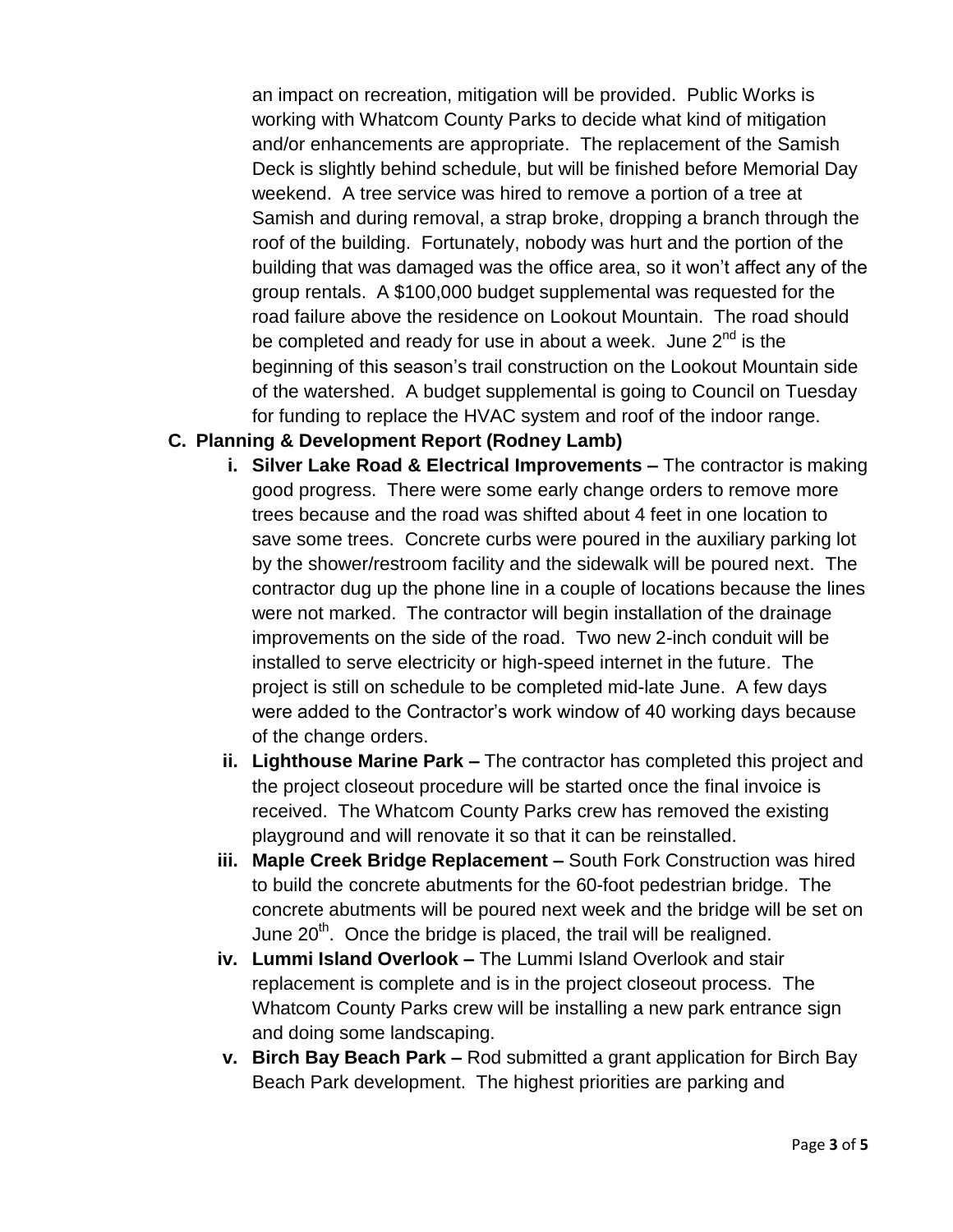an impact on recreation, mitigation will be provided. Public Works is working with Whatcom County Parks to decide what kind of mitigation and/or enhancements are appropriate. The replacement of the Samish Deck is slightly behind schedule, but will be finished before Memorial Day weekend. A tree service was hired to remove a portion of a tree at Samish and during removal, a strap broke, dropping a branch through the roof of the building. Fortunately, nobody was hurt and the portion of the building that was damaged was the office area, so it won't affect any of the group rentals. A $100,000 budget supplemental was requested for the road failure above the residence on Lookout Mountain. The road should be completed and ready for use in about a week. June 2nd is the beginning of this season's trail construction on the Lookout Mountain side of the watershed. A budget supplemental is going to Council on Tuesday for funding to replace the HVAC system and roof of the indoor range.

**C. Planning & Development Report (Rodney Lamb)**

i. **Silver Lake Road & Electrical Improvements –** The contractor is making good progress. There were some early change orders to remove more trees because and the road was shifted about 4 feet in one location to save some trees. Concrete curbs were poured in the auxiliary parking lot by the shower/restroom facility and the sidewalk will be poured next. The contractor dug up the phone line in a couple of locations because the lines were not marked. The contractor will begin installation of the drainage improvements on the side of the road. Two new 2-inch conduit will be installed to serve electricity or high-speed internet in the future. The project is still on schedule to be completed mid-late June. A few days were added to the Contractor's work window of 40 working days because of the change orders.

ii. **Lighthouse Marine Park –** The contractor has completed this project and the project closeout procedure will be started once the final invoice is received. The Whatcom County Parks crew has removed the existing playground and will renovate it so that it can be reinstalled.

iii. **Maple Creek Bridge Replacement –** South Fork Construction was hired to build the concrete abutments for the 60-foot pedestrian bridge. The concrete abutments will be poured next week and the bridge will be set on June 20th. Once the bridge is placed, the trail will be realigned.

iv. **Lummi Island Overlook –** The Lummi Island Overlook and stair replacement is complete and is in the project closeout process. The Whatcom County Parks crew will be installing a new park entrance sign and doing some landscaping.

v. **Birch Bay Beach Park –** Rod submitted a grant application for Birch Bay Beach Park development. The highest priorities are parking and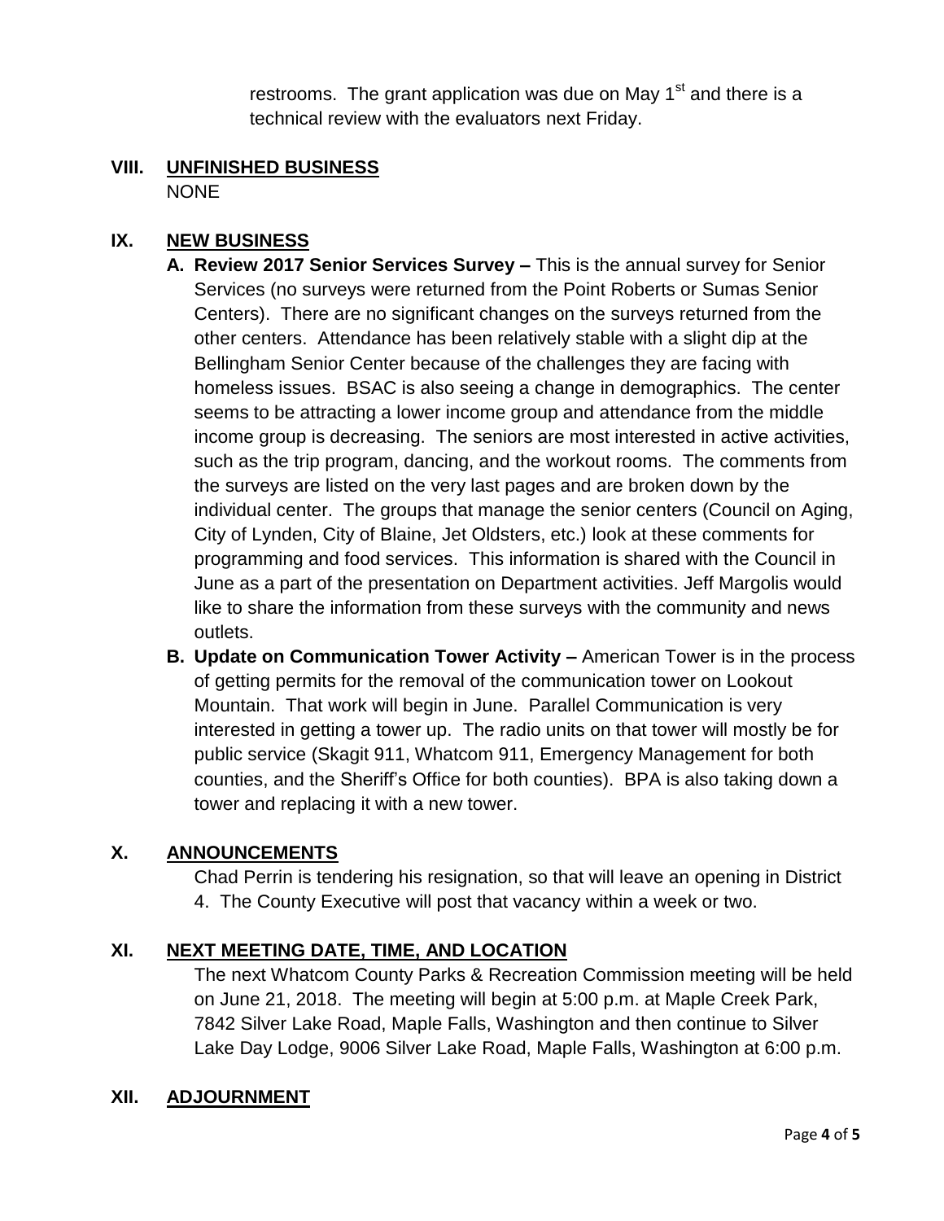restrooms. The grant application was due on May 1st and there is a technical review with the evaluators next Friday.

## VIII. UNFINISHED BUSINESS

NONE

## IX. NEW BUSINESS

A. **Review 2017 Senior Services Survey –** This is the annual survey for Senior Services (no surveys were returned from the Point Roberts or Sumas Senior Centers). There are no significant changes on the surveys returned from the other centers. Attendance has been relatively stable with a slight dip at the Bellingham Senior Center because of the challenges they are facing with homeless issues. BSAC is also seeing a change in demographics. The center seems to be attracting a lower income group and attendance from the middle income group is decreasing. The seniors are most interested in active activities, such as the trip program, dancing, and the workout rooms. The comments from the surveys are listed on the very last pages and are broken down by the individual center. The groups that manage the senior centers (Council on Aging, City of Lynden, City of Blaine, Jet Oldsters, etc.) look at these comments for programming and food services. This information is shared with the Council in June as a part of the presentation on Department activities. Jeff Margolis would like to share the information from these surveys with the community and news outlets.

B. **Update on Communication Tower Activity –** American Tower is in the process of getting permits for the removal of the communication tower on Lookout Mountain. That work will begin in June. Parallel Communication is very interested in getting a tower up. The radio units on that tower will mostly be for public service (Skagit 911, Whatcom 911, Emergency Management for both counties, and the Sheriff's Office for both counties). BPA is also taking down a tower and replacing it with a new tower.

## X. ANNOUNCEMENTS

Chad Perrin is tendering his resignation, so that will leave an opening in District 4. The County Executive will post that vacancy within a week or two.

## XI. NEXT MEETING DATE, TIME, AND LOCATION

The next Whatcom County Parks & Recreation Commission meeting will be held on June 21, 2018. The meeting will begin at 5:00 p.m. at Maple Creek Park, 7842 Silver Lake Road, Maple Falls, Washington and then continue to Silver Lake Day Lodge, 9006 Silver Lake Road, Maple Falls, Washington at 6:00 p.m.

## XII. ADJOURNMENT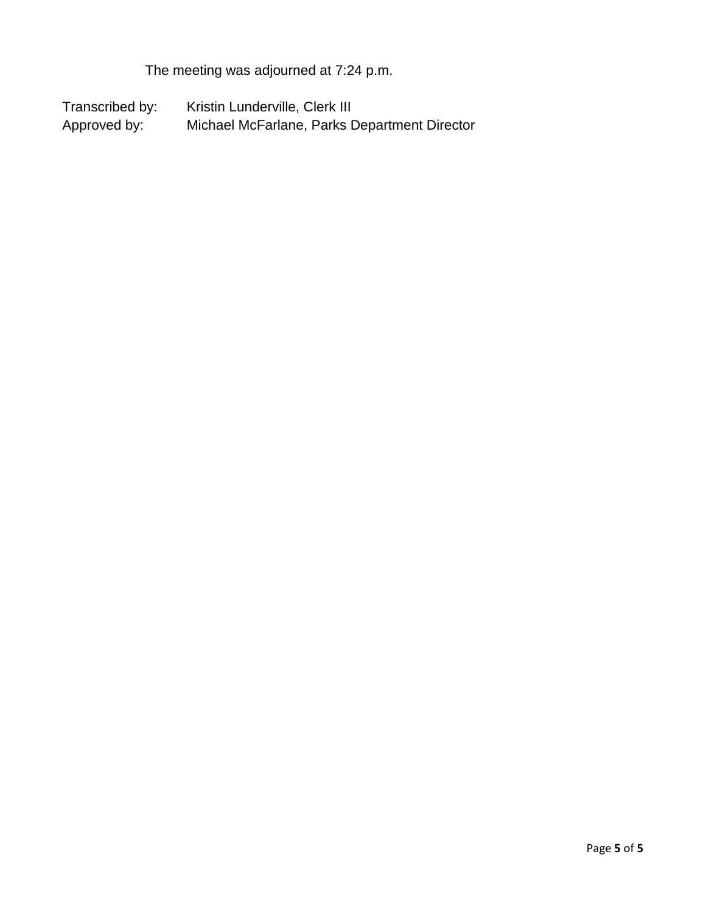The meeting was adjourned at 7:24 p.m.

Transcribed by: Kristin Lunderville, Clerk III
Approved by: Michael McFarlane, Parks Department Director